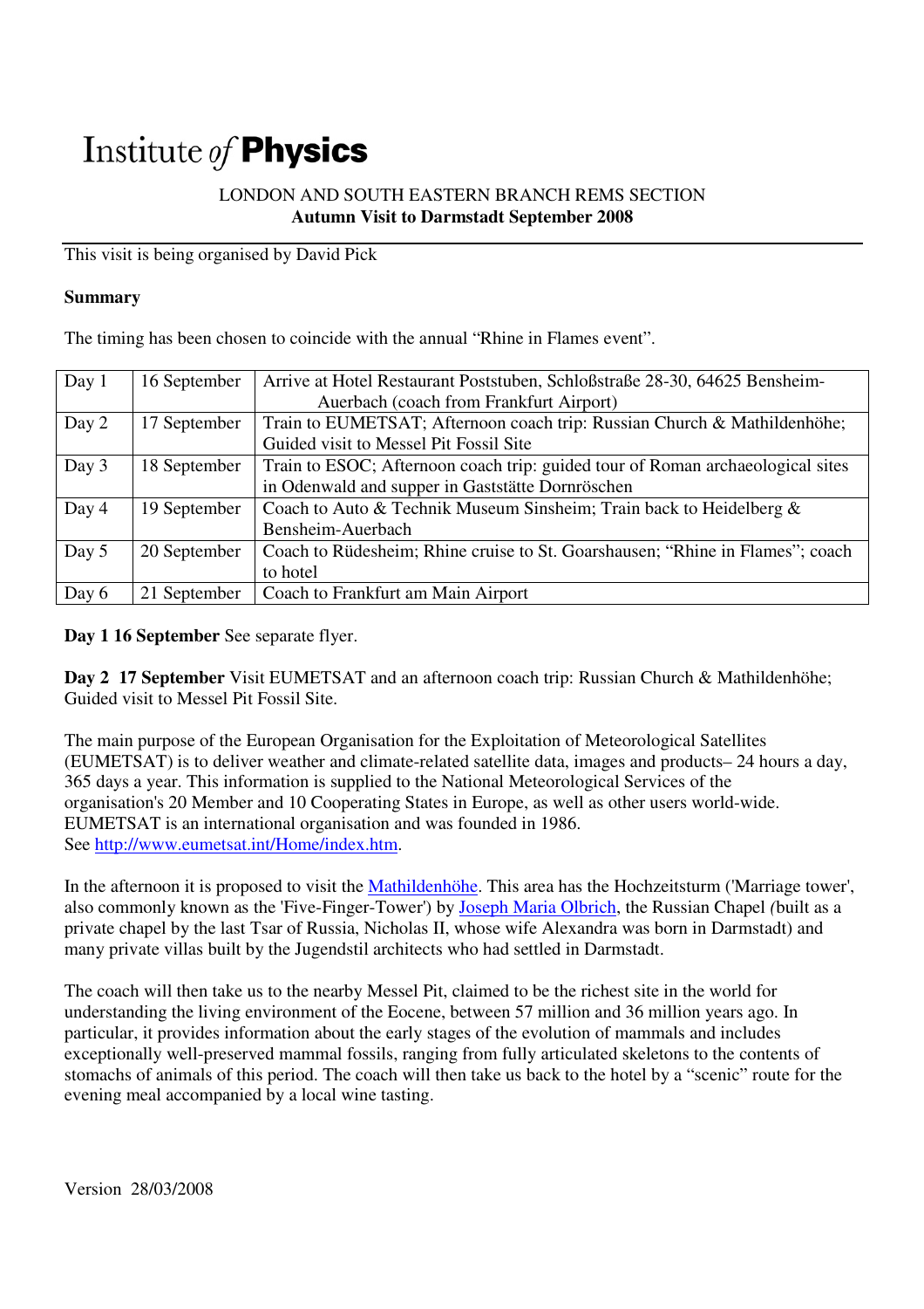# Institute *of* **Physics**

LONDON AND SOUTH EASTERN BRANCH REMS SECTION
**Autumn Visit to Darmstadt September 2008**

---

This visit is being organised by David Pick

**Summary**

The timing has been chosen to coincide with the annual "Rhine in Flames event".

| Day | Date | Activity |
|---|---|---|
| Day 1 | 16 September | Arrive at Hotel Restaurant Poststuben, Schloßstraße 28-30, 64625 Bensheim-Auerbach (coach from Frankfurt Airport) |
| Day 2 | 17 September | Train to EUMETSAT; Afternoon coach trip: Russian Church & Mathildenhöhe; Guided visit to Messel Pit Fossil Site |
| Day 3 | 18 September | Train to ESOC; Afternoon coach trip: guided tour of Roman archaeological sites in Odenwald and supper in Gaststätte Dornröschen |
| Day 4 | 19 September | Coach to Auto & Technik Museum Sinsheim; Train back to Heidelberg & Bensheim-Auerbach |
| Day 5 | 20 September | Coach to Rüdesheim; Rhine cruise to St. Goarshausen; "Rhine in Flames"; coach to hotel |
| Day 6 | 21 September | Coach to Frankfurt am Main Airport |

**Day 1 16 September** See separate flyer.

**Day 2 17 September** Visit EUMETSAT and an afternoon coach trip: Russian Church & Mathildenhöhe; Guided visit to Messel Pit Fossil Site.

The main purpose of the European Organisation for the Exploitation of Meteorological Satellites (EUMETSAT) is to deliver weather and climate-related satellite data, images and products– 24 hours a day, 365 days a year. This information is supplied to the National Meteorological Services of the organisation's 20 Member and 10 Cooperating States in Europe, as well as other users world-wide. EUMETSAT is an international organisation and was founded in 1986.
See http://www.eumetsat.int/Home/index.htm.

In the afternoon it is proposed to visit the Mathildenhöhe. This area has the Hochzeitsturm ('Marriage tower', also commonly known as the 'Five-Finger-Tower') by Joseph Maria Olbrich, the Russian Chapel *(*built as a private chapel by the last Tsar of Russia, Nicholas II, whose wife Alexandra was born in Darmstadt) and many private villas built by the Jugendstil architects who had settled in Darmstadt.

The coach will then take us to the nearby Messel Pit, claimed to be the richest site in the world for understanding the living environment of the Eocene, between 57 million and 36 million years ago. In particular, it provides information about the early stages of the evolution of mammals and includes exceptionally well-preserved mammal fossils, ranging from fully articulated skeletons to the contents of stomachs of animals of this period. The coach will then take us back to the hotel by a "scenic" route for the evening meal accompanied by a local wine tasting.

Version 28/03/2008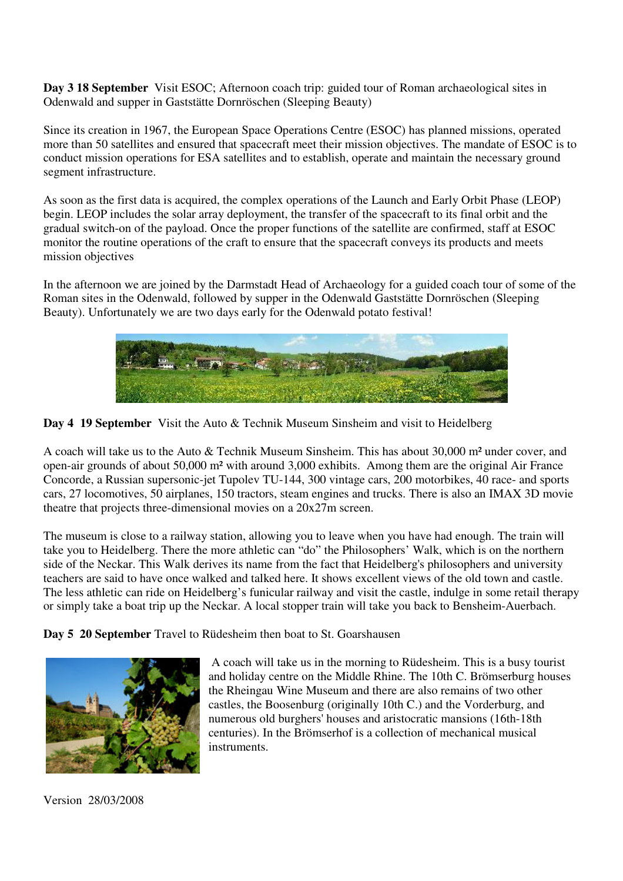**Day 3 18 September** Visit ESOC; Afternoon coach trip: guided tour of Roman archaeological sites in Odenwald and supper in Gaststätte Dornröschen (Sleeping Beauty)

Since its creation in 1967, the European Space Operations Centre (ESOC) has planned missions, operated more than 50 satellites and ensured that spacecraft meet their mission objectives. The mandate of ESOC is to conduct mission operations for ESA satellites and to establish, operate and maintain the necessary ground segment infrastructure.

As soon as the first data is acquired, the complex operations of the Launch and Early Orbit Phase (LEOP) begin. LEOP includes the solar array deployment, the transfer of the spacecraft to its final orbit and the gradual switch-on of the payload. Once the proper functions of the satellite are confirmed, staff at ESOC monitor the routine operations of the craft to ensure that the spacecraft conveys its products and meets mission objectives

In the afternoon we are joined by the Darmstadt Head of Archaeology for a guided coach tour of some of the Roman sites in the Odenwald, followed by supper in the Odenwald Gaststätte Dornröschen (Sleeping Beauty). Unfortunately we are two days early for the Odenwald potato festival!

**Day 4 19 September** Visit the Auto & Technik Museum Sinsheim and visit to Heidelberg

A coach will take us to the Auto & Technik Museum Sinsheim. This has about 30,000 m² under cover, and open-air grounds of about 50,000 m² with around 3,000 exhibits. Among them are the original Air France Concorde, a Russian supersonic-jet Tupolev TU-144, 300 vintage cars, 200 motorbikes, 40 race- and sports cars, 27 locomotives, 50 airplanes, 150 tractors, steam engines and trucks. There is also an IMAX 3D movie theatre that projects three-dimensional movies on a 20x27m screen.

The museum is close to a railway station, allowing you to leave when you have had enough. The train will take you to Heidelberg. There the more athletic can "do" the Philosophers' Walk, which is on the northern side of the Neckar. This Walk derives its name from the fact that Heidelberg's philosophers and university teachers are said to have once walked and talked here. It shows excellent views of the old town and castle. The less athletic can ride on Heidelberg's funicular railway and visit the castle, indulge in some retail therapy or simply take a boat trip up the Neckar. A local stopper train will take you back to Bensheim-Auerbach.

**Day 5 20 September** Travel to Rüdesheim then boat to St. Goarshausen

A coach will take us in the morning to Rüdesheim. This is a busy tourist and holiday centre on the Middle Rhine. The 10th C. Brömserburg houses the Rheingau Wine Museum and there are also remains of two other castles, the Boosenburg (originally 10th C.) and the Vorderburg, and numerous old burghers' houses and aristocratic mansions (16th-18th centuries). In the Brömserhof is a collection of mechanical musical instruments.

Version 28/03/2008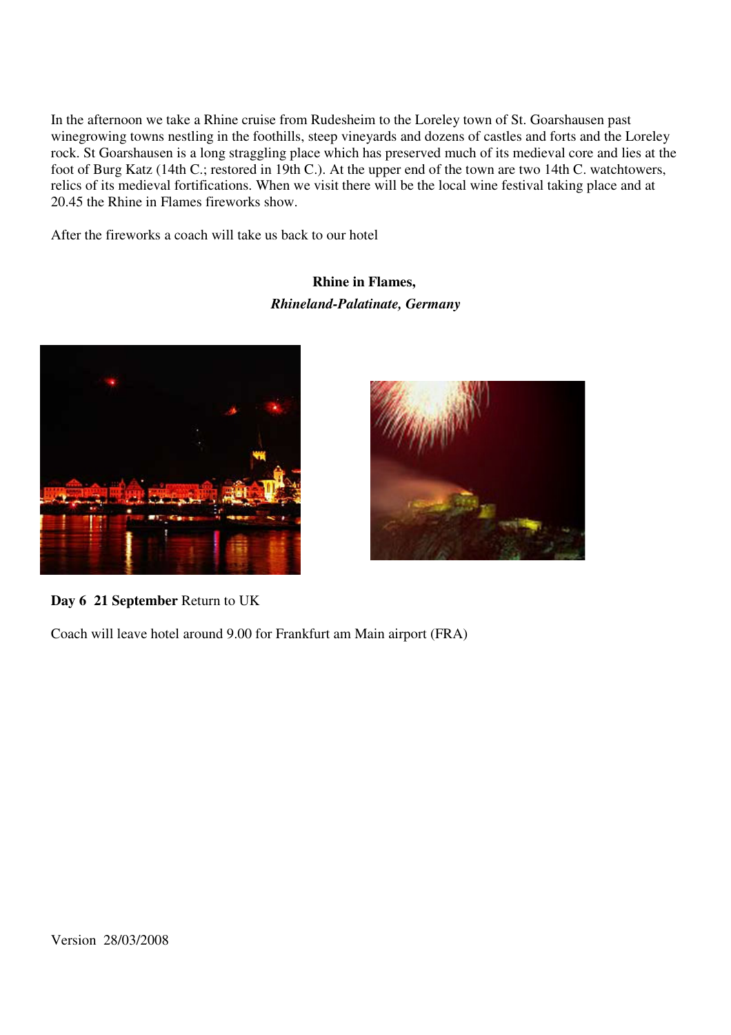In the afternoon we take a Rhine cruise from Rudesheim to the Loreley town of St. Goarshausen past winegrowing towns nestling in the foothills, steep vineyards and dozens of castles and forts and the Loreley rock. St Goarshausen is a long straggling place which has preserved much of its medieval core and lies at the foot of Burg Katz (14th C.; restored in 19th C.). At the upper end of the town are two 14th C. watchtowers, relics of its medieval fortifications. When we visit there will be the local wine festival taking place and at 20.45 the Rhine in Flames fireworks show.

After the fireworks a coach will take us back to our hotel

**Rhine in Flames,**
***Rhineland-Palatinate, Germany***

**Day 6 21 September** Return to UK

Coach will leave hotel around 9.00 for Frankfurt am Main airport (FRA)

Version 28/03/2008